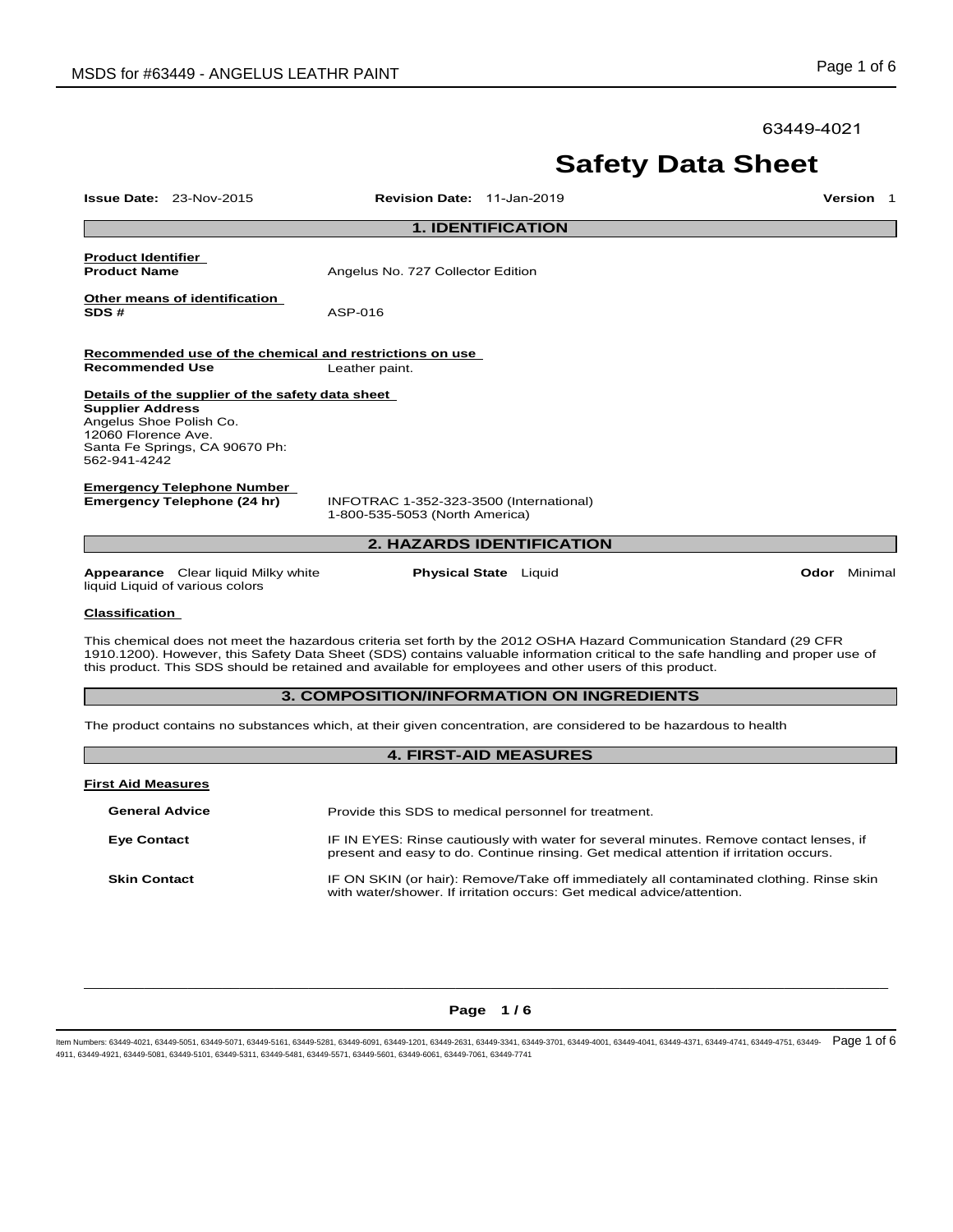63449-4021

# Safety Data Sheet

**Issue Date:** 23-Nov-2015 **Revision Date:** 11-Jan-2019 **Version** 1

## 1. IDENTIFICATION

**Product Identifier**

**Product Name** Angelus No. 727 Collector Edition

**Other means of identification**

**SDS #** ASP-016

**Recommended use of the chemical and restrictions on use**

**Recommended Use** Leather paint.

**Details of the supplier of the safety data sheet**

**Supplier Address**
Angelus Shoe Polish Co.
12060 Florence Ave.
Santa Fe Springs, CA 90670 Ph:
562-941-4242

**Emergency Telephone Number**

**Emergency Telephone (24 hr)** INFOTRAC 1-352-323-3500 (International)
1-800-535-5053 (North America)

## 2. HAZARDS IDENTIFICATION

**Appearance** Clear liquid Milky white liquid Liquid of various colors

**Physical State** Liquid

**Odor** Minimal

**Classification**

This chemical does not meet the hazardous criteria set forth by the 2012 OSHA Hazard Communication Standard (29 CFR 1910.1200). However, this Safety Data Sheet (SDS) contains valuable information critical to the safe handling and proper use of this product. This SDS should be retained and available for employees and other users of this product.

## 3. COMPOSITION/INFORMATION ON INGREDIENTS

The product contains no substances which, at their given concentration, are considered to be hazardous to health

## 4. FIRST-AID MEASURES

**First Aid Measures**

**General Advice** Provide this SDS to medical personnel for treatment.

**Eye Contact** IF IN EYES: Rinse cautiously with water for several minutes. Remove contact lenses, if present and easy to do. Continue rinsing. Get medical attention if irritation occurs.

**Skin Contact** IF ON SKIN (or hair): Remove/Take off immediately all contaminated clothing. Rinse skin with water/shower. If irritation occurs: Get medical advice/attention.

Item Numbers: 63449-4021, 63449-5051, 63449-5071, 63449-5161, 63449-5281, 63449-6091, 63449-1201, 63449-2631, 63449-3341, 63449-3701, 63449-4001, 63449-4041, 63449-4371, 63449-4741, 63449-4751, 63449-4911, 63449-4921, 63449-5081, 63449-5101, 63449-5311, 63449-5481, 63449-5571, 63449-5601, 63449-6061, 63449-7061, 63449-7741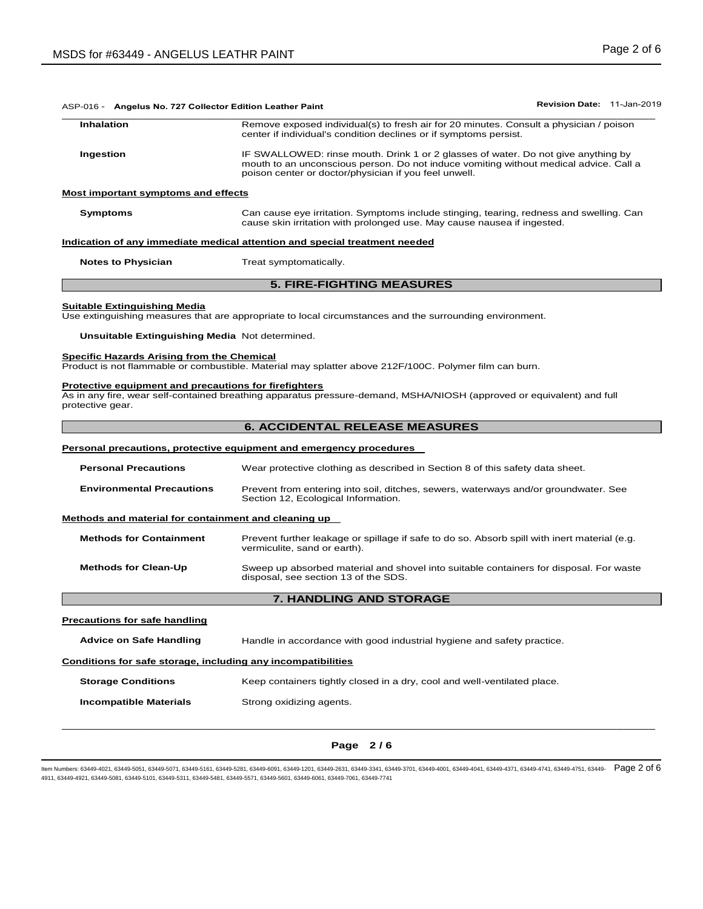ASP-016 - **Angelus No. 727 Collector Edition Leather Paint** **Revision Date:** 11-Jan-2019

| | |
|---|---|
| **Inhalation** | Remove exposed individual(s) to fresh air for 20 minutes. Consult a physician / poison center if individual's condition declines or if symptoms persist. |
| **Ingestion** | IF SWALLOWED: rinse mouth. Drink 1 or 2 glasses of water. Do not give anything by mouth to an unconscious person. Do not induce vomiting without medical advice. Call a poison center or doctor/physician if you feel unwell. |

**Most important symptoms and effects**

| | |
|---|---|
| **Symptoms** | Can cause eye irritation. Symptoms include stinging, tearing, redness and swelling. Can cause skin irritation with prolonged use. May cause nausea if ingested. |

**Indication of any immediate medical attention and special treatment needed**

| | |
|---|---|
| **Notes to Physician** | Treat symptomatically. |

## 5. FIRE-FIGHTING MEASURES

**Suitable Extinguishing Media**

Use extinguishing measures that are appropriate to local circumstances and the surrounding environment.

**Unsuitable Extinguishing Media** Not determined.

**Specific Hazards Arising from the Chemical**

Product is not flammable or combustible. Material may splatter above 212F/100C. Polymer film can burn.

**Protective equipment and precautions for firefighters**

As in any fire, wear self-contained breathing apparatus pressure-demand, MSHA/NIOSH (approved or equivalent) and full protective gear.

## 6. ACCIDENTAL RELEASE MEASURES

**Personal precautions, protective equipment and emergency procedures**

| | |
|---|---|
| **Personal Precautions** | Wear protective clothing as described in Section 8 of this safety data sheet. |
| **Environmental Precautions** | Prevent from entering into soil, ditches, sewers, waterways and/or groundwater. See Section 12, Ecological Information. |

**Methods and material for containment and cleaning up**

| | |
|---|---|
| **Methods for Containment** | Prevent further leakage or spillage if safe to do so. Absorb spill with inert material (e.g. vermiculite, sand or earth). |
| **Methods for Clean-Up** | Sweep up absorbed material and shovel into suitable containers for disposal. For waste disposal, see section 13 of the SDS. |

## 7. HANDLING AND STORAGE

**Precautions for safe handling**

| | |
|---|---|
| **Advice on Safe Handling** | Handle in accordance with good industrial hygiene and safety practice. |

**Conditions for safe storage, including any incompatibilities**

| | |
|---|---|
| **Storage Conditions** | Keep containers tightly closed in a dry, cool and well-ventilated place. |
| **Incompatible Materials** | Strong oxidizing agents. |

Item Numbers: 63449-4021, 63449-5051, 63449-5071, 63449-5161, 63449-5281, 63449-6091, 63449-1201, 63449-2631, 63449-3341, 63449-3701, 63449-4001, 63449-4041, 63449-4371, 63449-4741, 63449-4751, 63449-4911, 63449-4921, 63449-5081, 63449-5101, 63449-5311, 63449-5481, 63449-5571, 63449-5601, 63449-6061, 63449-7061, 63449-7741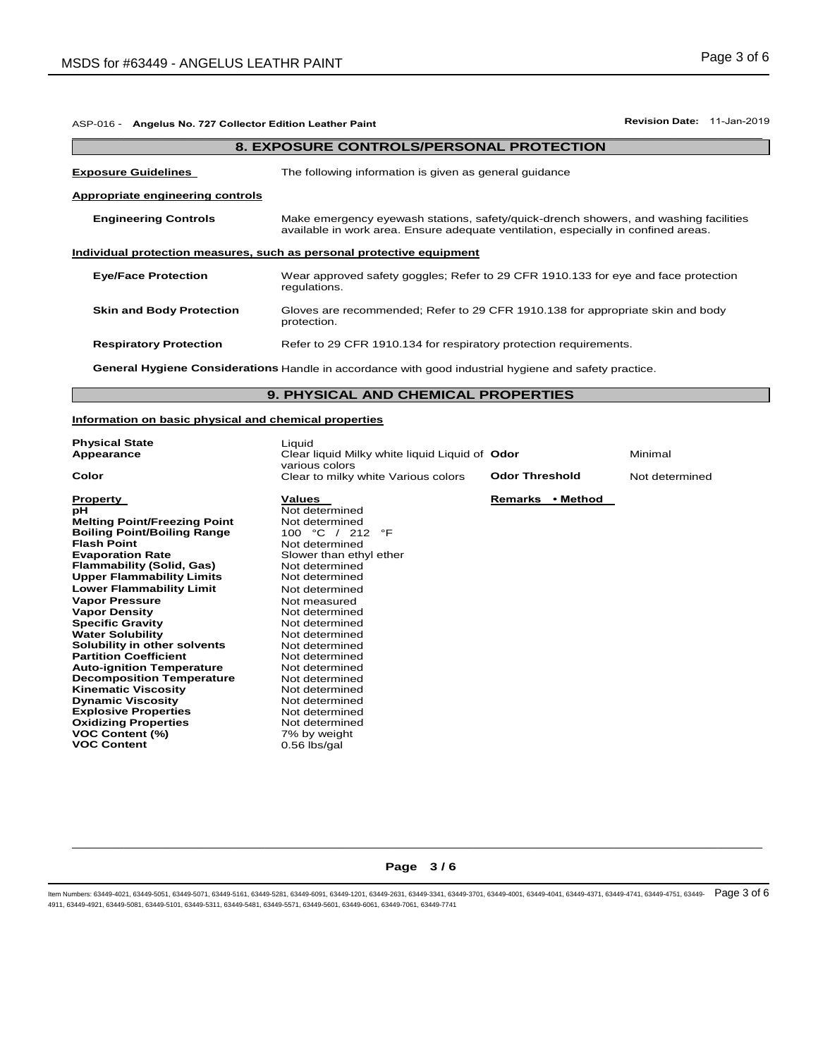ASP-016 - **Angelus No. 727 Collector Edition Leather Paint** **Revision Date:** 11-Jan-2019

## 8. EXPOSURE CONTROLS/PERSONAL PROTECTION

**Exposure Guidelines** The following information is given as general guidance

**Appropriate engineering controls**

**Engineering Controls** Make emergency eyewash stations, safety/quick-drench showers, and washing facilities available in work area. Ensure adequate ventilation, especially in confined areas.

**Individual protection measures, such as personal protective equipment**

**Eye/Face Protection** Wear approved safety goggles; Refer to 29 CFR 1910.133 for eye and face protection regulations.

**Skin and Body Protection** Gloves are recommended; Refer to 29 CFR 1910.138 for appropriate skin and body protection.

**Respiratory Protection** Refer to 29 CFR 1910.134 for respiratory protection requirements.

**General Hygiene Considerations** Handle in accordance with good industrial hygiene and safety practice.

## 9. PHYSICAL AND CHEMICAL PROPERTIES

**Information on basic physical and chemical properties**

| | | | |
|---|---|---|---|
| **Physical State** | Liquid | | |
| **Appearance** | Clear liquid Milky white liquid Liquid of various colors | **Odor** | Minimal |
| **Color** | Clear to milky white Various colors | **Odor Threshold** | Not determined |

| **Property** | **Values** | **Remarks • Method** |
|---|---|---|
| **pH** | Not determined | |
| **Melting Point/Freezing Point** | Not determined | |
| **Boiling Point/Boiling Range** | 100 °C / 212 °F | |
| **Flash Point** | Not determined | |
| **Evaporation Rate** | Slower than ethyl ether | |
| **Flammability (Solid, Gas)** | Not determined | |
| **Upper Flammability Limits** | Not determined | |
| **Lower Flammability Limit** | Not determined | |
| **Vapor Pressure** | Not measured | |
| **Vapor Density** | Not determined | |
| **Specific Gravity** | Not determined | |
| **Water Solubility** | Not determined | |
| **Solubility in other solvents** | Not determined | |
| **Partition Coefficient** | Not determined | |
| **Auto-ignition Temperature** | Not determined | |
| **Decomposition Temperature** | Not determined | |
| **Kinematic Viscosity** | Not determined | |
| **Dynamic Viscosity** | Not determined | |
| **Explosive Properties** | Not determined | |
| **Oxidizing Properties** | Not determined | |
| **VOC Content (%)** | 7% by weight | |
| **VOC Content** | 0.56 lbs/gal | |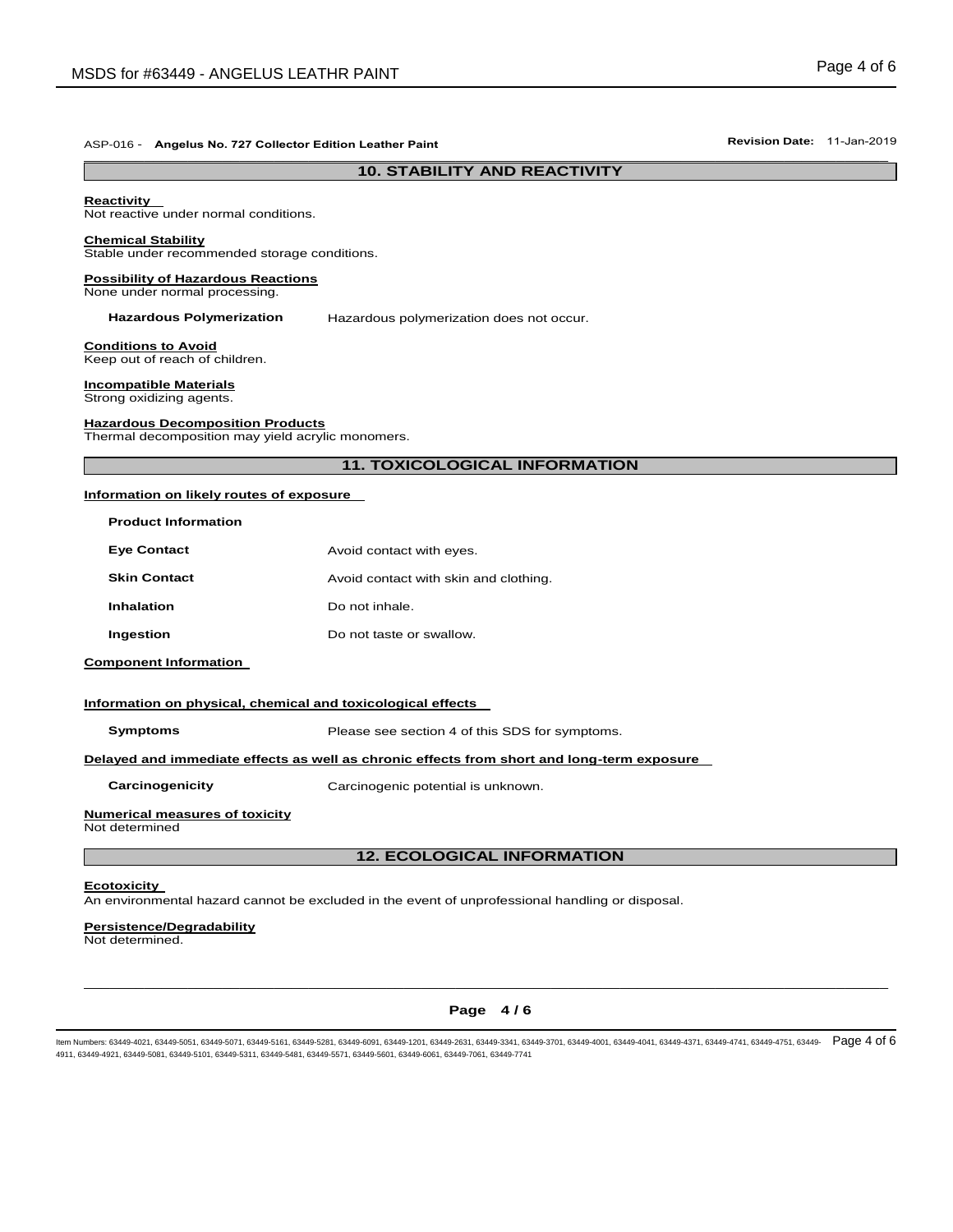ASP-016 - **Angelus No. 727 Collector Edition Leather Paint** **Revision Date:** 11-Jan-2019

## 10. STABILITY AND REACTIVITY

**Reactivity**
Not reactive under normal conditions.

**Chemical Stability**
Stable under recommended storage conditions.

**Possibility of Hazardous Reactions**
None under normal processing.

**Hazardous Polymerization** Hazardous polymerization does not occur.

**Conditions to Avoid**
Keep out of reach of children.

**Incompatible Materials**
Strong oxidizing agents.

**Hazardous Decomposition Products**
Thermal decomposition may yield acrylic monomers.

## 11. TOXICOLOGICAL INFORMATION

**Information on likely routes of exposure**

**Product Information**

| | |
|---|---|
| **Eye Contact** | Avoid contact with eyes. |
| **Skin Contact** | Avoid contact with skin and clothing. |
| **Inhalation** | Do not inhale. |
| **Ingestion** | Do not taste or swallow. |

**Component Information**

**Information on physical, chemical and toxicological effects**

**Symptoms** Please see section 4 of this SDS for symptoms.

**Delayed and immediate effects as well as chronic effects from short and long-term exposure**

**Carcinogenicity** Carcinogenic potential is unknown.

**Numerical measures of toxicity**
Not determined

## 12. ECOLOGICAL INFORMATION

**Ecotoxicity**
An environmental hazard cannot be excluded in the event of unprofessional handling or disposal.

**Persistence/Degradability**
Not determined.

Item Numbers: 63449-4021, 63449-5051, 63449-5071, 63449-5161, 63449-5281, 63449-6091, 63449-1201, 63449-2631, 63449-3341, 63449-3701, 63449-4001, 63449-4041, 63449-4371, 63449-4741, 63449-4751, 63449-4911, 63449-4921, 63449-5081, 63449-5101, 63449-5311, 63449-5481, 63449-5571, 63449-5601, 63449-6061, 63449-7061, 63449-7741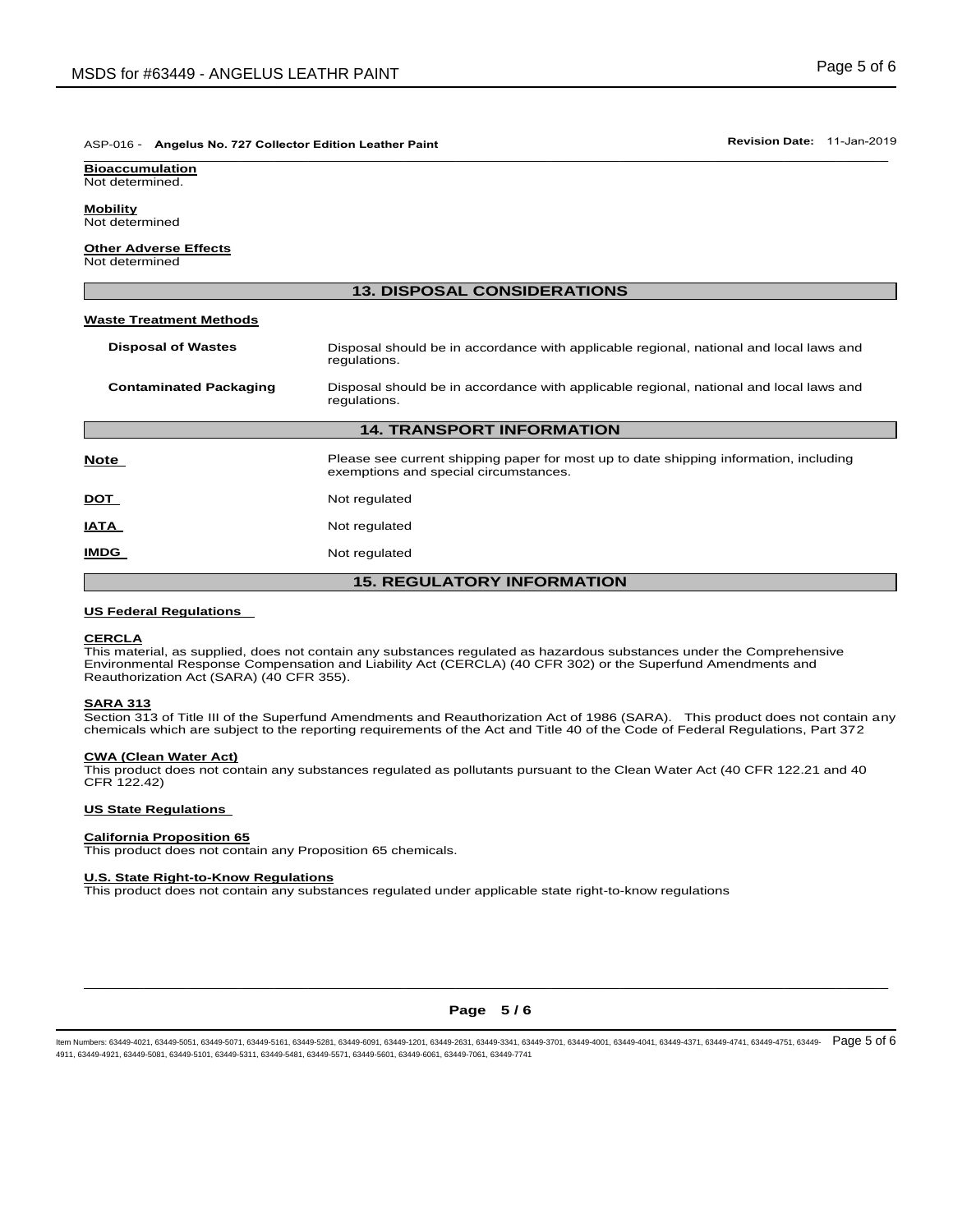ASP-016 - **Angelus No. 727 Collector Edition Leather Paint** **Revision Date:** 11-Jan-2019

**Bioaccumulation**
Not determined.

**Mobility**
Not determined

**Other Adverse Effects**
Not determined

## 13. DISPOSAL CONSIDERATIONS

**Waste Treatment Methods**

| | |
|---|---|
| **Disposal of Wastes** | Disposal should be in accordance with applicable regional, national and local laws and regulations. |
| **Contaminated Packaging** | Disposal should be in accordance with applicable regional, national and local laws and regulations. |

## 14. TRANSPORT INFORMATION

| | |
|---|---|
| **Note** | Please see current shipping paper for most up to date shipping information, including exemptions and special circumstances. |
| **DOT** | Not regulated |
| **IATA** | Not regulated |
| **IMDG** | Not regulated |

## 15. REGULATORY INFORMATION

**US Federal Regulations**

**CERCLA**
This material, as supplied, does not contain any substances regulated as hazardous substances under the Comprehensive Environmental Response Compensation and Liability Act (CERCLA) (40 CFR 302) or the Superfund Amendments and Reauthorization Act (SARA) (40 CFR 355).

**SARA 313**
Section 313 of Title III of the Superfund Amendments and Reauthorization Act of 1986 (SARA). This product does not contain any chemicals which are subject to the reporting requirements of the Act and Title 40 of the Code of Federal Regulations, Part 372

**CWA (Clean Water Act)**
This product does not contain any substances regulated as pollutants pursuant to the Clean Water Act (40 CFR 122.21 and 40 CFR 122.42)

**US State Regulations**

**California Proposition 65**
This product does not contain any Proposition 65 chemicals.

**U.S. State Right-to-Know Regulations**
This product does not contain any substances regulated under applicable state right-to-know regulations

Item Numbers: 63449-4021, 63449-5051, 63449-5071, 63449-5161, 63449-5281, 63449-6091, 63449-1201, 63449-2631, 63449-3341, 63449-3701, 63449-4001, 63449-4041, 63449-4371, 63449-4741, 63449-4751, 63449-4911, 63449-4921, 63449-5081, 63449-5101, 63449-5311, 63449-5481, 63449-5571, 63449-5601, 63449-6061, 63449-7061, 63449-7741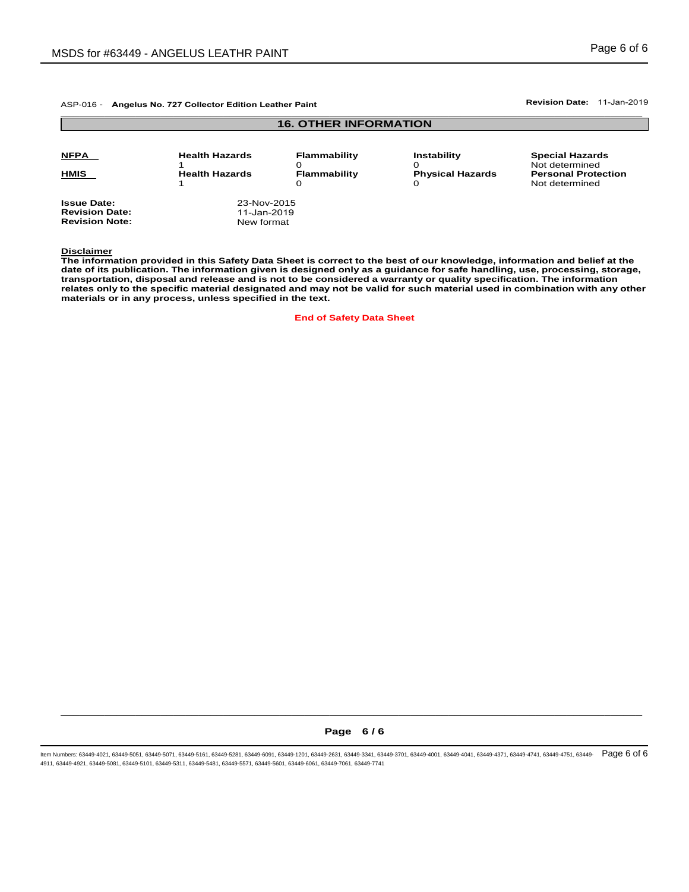ASP-016 - **Angelus No. 727 Collector Edition Leather Paint** **Revision Date:** 11-Jan-2019

## 16. OTHER INFORMATION

| | | | | |
|---|---|---|---|---|
| **NFPA** | **Health Hazards** 1 | **Flammability** 0 | **Instability** 0 | **Special Hazards** Not determined |
| **HMIS** | **Health Hazards** 1 | **Flammability** 0 | **Physical Hazards** 0 | **Personal Protection** Not determined |

**Issue Date:** 23-Nov-2015
**Revision Date:** 11-Jan-2019
**Revision Note:** New format

**Disclaimer**

**The information provided in this Safety Data Sheet is correct to the best of our knowledge, information and belief at the date of its publication. The information given is designed only as a guidance for safe handling, use, processing, storage, transportation, disposal and release and is not to be considered a warranty or quality specification. The information relates only to the specific material designated and may not be valid for such material used in combination with any other materials or in any process, unless specified in the text.**

**End of Safety Data Sheet**

Item Numbers: 63449-4021, 63449-5051, 63449-5071, 63449-5161, 63449-5281, 63449-6091, 63449-1201, 63449-2631, 63449-3341, 63449-3701, 63449-4001, 63449-4041, 63449-4371, 63449-4741, 63449-4751, 63449-4911, 63449-4921, 63449-5081, 63449-5101, 63449-5311, 63449-5481, 63449-5571, 63449-5601, 63449-6061, 63449-7061, 63449-7741